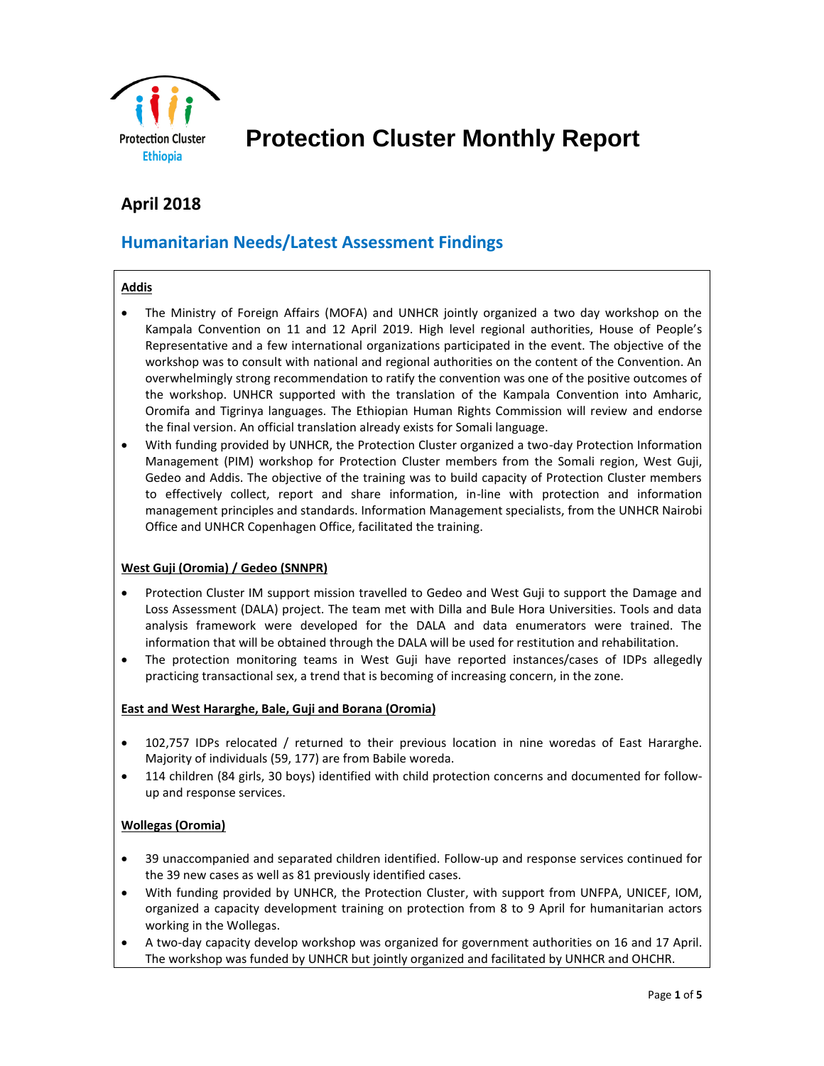# Protection Cluster Monthly Report

## April 2018

## Humanitarian Needs/Latest Assessment Findings

**Addis**

- The Ministry of Foreign Affairs (MOFA) and UNHCR jointly organized a two day workshop on the Kampala Convention on 11 and 12 April 2019. High level regional authorities, House of People's Representative and a few international organizations participated in the event. The objective of the workshop was to consult with national and regional authorities on the content of the Convention. An overwhelmingly strong recommendation to ratify the convention was one of the positive outcomes of the workshop. UNHCR supported with the translation of the Kampala Convention into Amharic, Oromifa and Tigrinya languages. The Ethiopian Human Rights Commission will review and endorse the final version. An official translation already exists for Somali language.
- With funding provided by UNHCR, the Protection Cluster organized a two-day Protection Information Management (PIM) workshop for Protection Cluster members from the Somali region, West Guji, Gedeo and Addis. The objective of the training was to build capacity of Protection Cluster members to effectively collect, report and share information, in-line with protection and information management principles and standards. Information Management specialists, from the UNHCR Nairobi Office and UNHCR Copenhagen Office, facilitated the training.

**West Guji (Oromia) / Gedeo (SNNPR)**

- Protection Cluster IM support mission travelled to Gedeo and West Guji to support the Damage and Loss Assessment (DALA) project. The team met with Dilla and Bule Hora Universities. Tools and data analysis framework were developed for the DALA and data enumerators were trained. The information that will be obtained through the DALA will be used for restitution and rehabilitation.
- The protection monitoring teams in West Guji have reported instances/cases of IDPs allegedly practicing transactional sex, a trend that is becoming of increasing concern, in the zone.

**East and West Hararghe, Bale, Guji and Borana (Oromia)**

- 102,757 IDPs relocated / returned to their previous location in nine woredas of East Hararghe. Majority of individuals (59, 177) are from Babile woreda.
- 114 children (84 girls, 30 boys) identified with child protection concerns and documented for follow-up and response services.

**Wollegas (Oromia)**

- 39 unaccompanied and separated children identified. Follow-up and response services continued for the 39 new cases as well as 81 previously identified cases.
- With funding provided by UNHCR, the Protection Cluster, with support from UNFPA, UNICEF, IOM, organized a capacity development training on protection from 8 to 9 April for humanitarian actors working in the Wollegas.
- A two-day capacity develop workshop was organized for government authorities on 16 and 17 April. The workshop was funded by UNHCR but jointly organized and facilitated by UNHCR and OHCHR.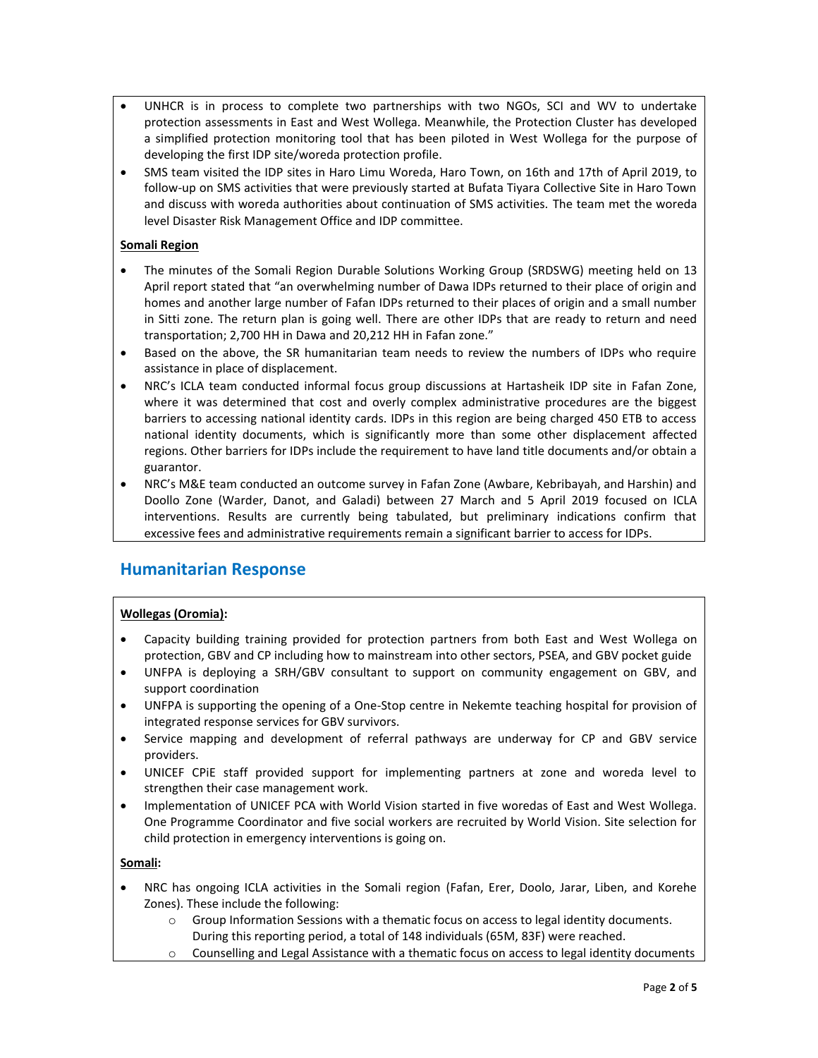- UNHCR is in process to complete two partnerships with two NGOs, SCI and WV to undertake protection assessments in East and West Wollega. Meanwhile, the Protection Cluster has developed a simplified protection monitoring tool that has been piloted in West Wollega for the purpose of developing the first IDP site/woreda protection profile.
- SMS team visited the IDP sites in Haro Limu Woreda, Haro Town, on 16th and 17th of April 2019, to follow-up on SMS activities that were previously started at Bufata Tiyara Collective Site in Haro Town and discuss with woreda authorities about continuation of SMS activities. The team met the woreda level Disaster Risk Management Office and IDP committee.

**Somali Region**

- The minutes of the Somali Region Durable Solutions Working Group (SRDSWG) meeting held on 13 April report stated that "an overwhelming number of Dawa IDPs returned to their place of origin and homes and another large number of Fafan IDPs returned to their places of origin and a small number in Sitti zone. The return plan is going well. There are other IDPs that are ready to return and need transportation; 2,700 HH in Dawa and 20,212 HH in Fafan zone."
- Based on the above, the SR humanitarian team needs to review the numbers of IDPs who require assistance in place of displacement.
- NRC's ICLA team conducted informal focus group discussions at Hartasheik IDP site in Fafan Zone, where it was determined that cost and overly complex administrative procedures are the biggest barriers to accessing national identity cards. IDPs in this region are being charged 450 ETB to access national identity documents, which is significantly more than some other displacement affected regions. Other barriers for IDPs include the requirement to have land title documents and/or obtain a guarantor.
- NRC's M&E team conducted an outcome survey in Fafan Zone (Awbare, Kebribayah, and Harshin) and Doollo Zone (Warder, Danot, and Galadi) between 27 March and 5 April 2019 focused on ICLA interventions. Results are currently being tabulated, but preliminary indications confirm that excessive fees and administrative requirements remain a significant barrier to access for IDPs.

## Humanitarian Response

**Wollegas (Oromia):**

- Capacity building training provided for protection partners from both East and West Wollega on protection, GBV and CP including how to mainstream into other sectors, PSEA, and GBV pocket guide
- UNFPA is deploying a SRH/GBV consultant to support on community engagement on GBV, and support coordination
- UNFPA is supporting the opening of a One-Stop centre in Nekemte teaching hospital for provision of integrated response services for GBV survivors.
- Service mapping and development of referral pathways are underway for CP and GBV service providers.
- UNICEF CPiE staff provided support for implementing partners at zone and woreda level to strengthen their case management work.
- Implementation of UNICEF PCA with World Vision started in five woredas of East and West Wollega. One Programme Coordinator and five social workers are recruited by World Vision. Site selection for child protection in emergency interventions is going on.

**Somali:**

- NRC has ongoing ICLA activities in the Somali region (Fafan, Erer, Doolo, Jarar, Liben, and Korehe Zones). These include the following:
    - Group Information Sessions with a thematic focus on access to legal identity documents. During this reporting period, a total of 148 individuals (65M, 83F) were reached.
    - Counselling and Legal Assistance with a thematic focus on access to legal identity documents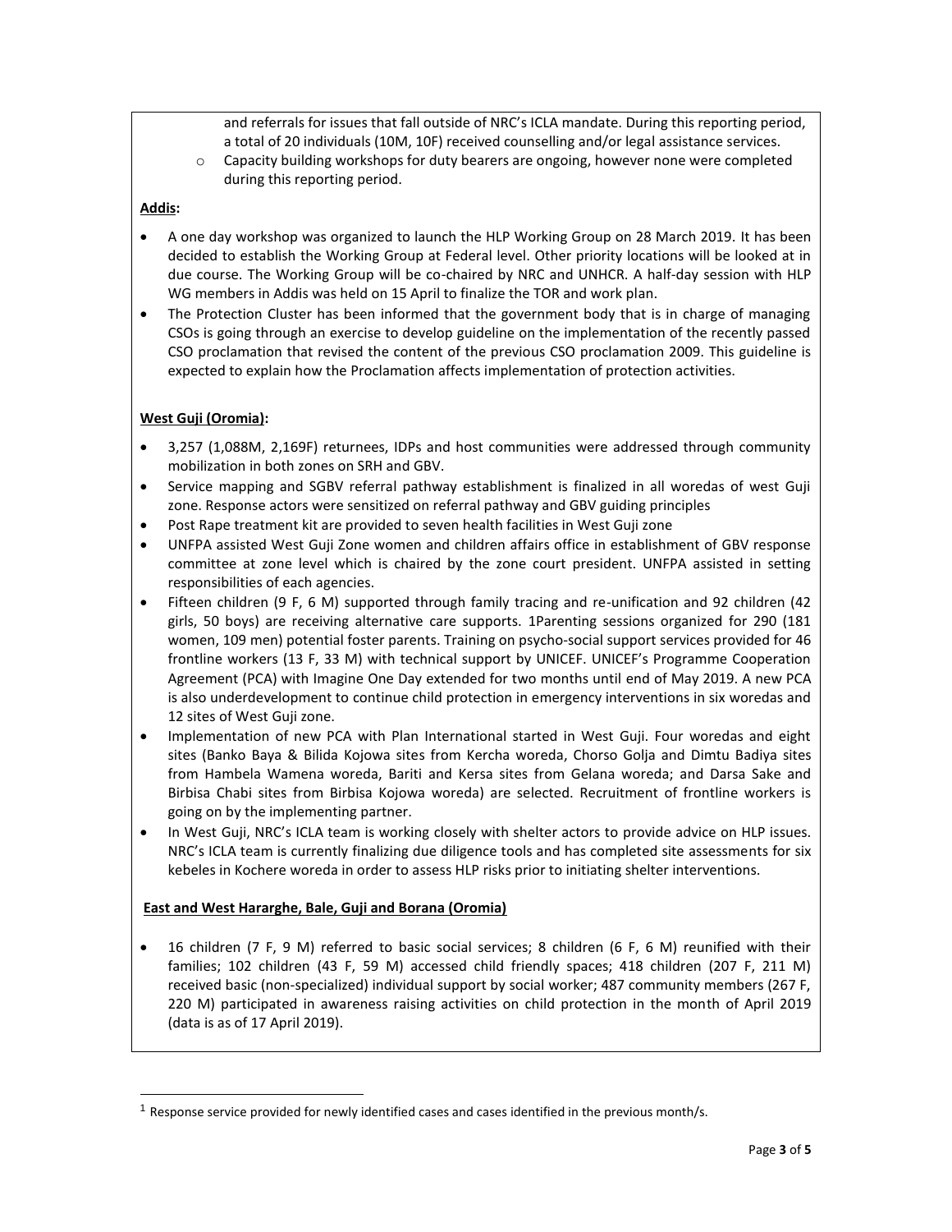- and referrals for issues that fall outside of NRC's ICLA mandate. During this reporting period, a total of 20 individuals (10M, 10F) received counselling and/or legal assistance services.
  - Capacity building workshops for duty bearers are ongoing, however none were completed during this reporting period.

**Addis:**

- A one day workshop was organized to launch the HLP Working Group on 28 March 2019. It has been decided to establish the Working Group at Federal level. Other priority locations will be looked at in due course. The Working Group will be co-chaired by NRC and UNHCR. A half-day session with HLP WG members in Addis was held on 15 April to finalize the TOR and work plan.
- The Protection Cluster has been informed that the government body that is in charge of managing CSOs is going through an exercise to develop guideline on the implementation of the recently passed CSO proclamation that revised the content of the previous CSO proclamation 2009. This guideline is expected to explain how the Proclamation affects implementation of protection activities.

**West Guji (Oromia):**

- 3,257 (1,088M, 2,169F) returnees, IDPs and host communities were addressed through community mobilization in both zones on SRH and GBV.
- Service mapping and SGBV referral pathway establishment is finalized in all woredas of west Guji zone. Response actors were sensitized on referral pathway and GBV guiding principles
- Post Rape treatment kit are provided to seven health facilities in West Guji zone
- UNFPA assisted West Guji Zone women and children affairs office in establishment of GBV response committee at zone level which is chaired by the zone court president. UNFPA assisted in setting responsibilities of each agencies.
- Fifteen children (9 F, 6 M) supported through family tracing and re-unification and 92 children (42 girls, 50 boys) are receiving alternative care supports. [1]Parenting sessions organized for 290 (181 women, 109 men) potential foster parents. Training on psycho-social support services provided for 46 frontline workers (13 F, 33 M) with technical support by UNICEF. UNICEF's Programme Cooperation Agreement (PCA) with Imagine One Day extended for two months until end of May 2019. A new PCA is also underdevelopment to continue child protection in emergency interventions in six woredas and 12 sites of West Guji zone.
- Implementation of new PCA with Plan International started in West Guji. Four woredas and eight sites (Banko Baya & Bilida Kojowa sites from Kercha woreda, Chorso Golja and Dimtu Badiya sites from Hambela Wamena woreda, Bariti and Kersa sites from Gelana woreda; and Darsa Sake and Birbisa Chabi sites from Birbisa Kojowa woreda) are selected. Recruitment of frontline workers is going on by the implementing partner.
- In West Guji, NRC's ICLA team is working closely with shelter actors to provide advice on HLP issues. NRC's ICLA team is currently finalizing due diligence tools and has completed site assessments for six kebeles in Kochere woreda in order to assess HLP risks prior to initiating shelter interventions.

**East and West Hararghe, Bale, Guji and Borana (Oromia)**

- 16 children (7 F, 9 M) referred to basic social services; 8 children (6 F, 6 M) reunified with their families; 102 children (43 F, 59 M) accessed child friendly spaces; 418 children (207 F, 211 M) received basic (non-specialized) individual support by social worker; 487 community members (267 F, 220 M) participated in awareness raising activities on child protection in the month of April 2019 (data is as of 17 April 2019).

[1] Response service provided for newly identified cases and cases identified in the previous month/s.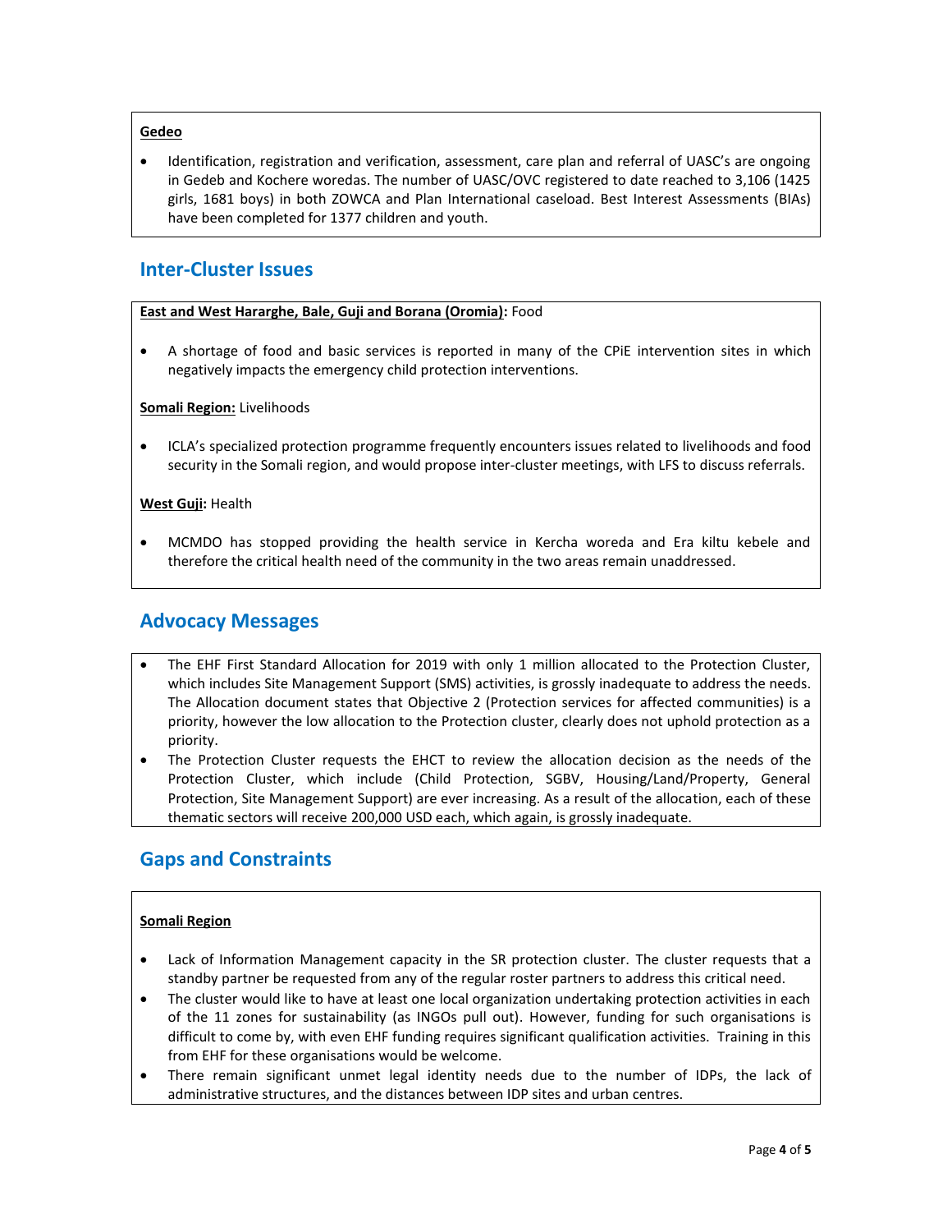**Gedeo**

- Identification, registration and verification, assessment, care plan and referral of UASC's are ongoing in Gedeb and Kochere woredas. The number of UASC/OVC registered to date reached to 3,106 (1425 girls, 1681 boys) in both ZOWCA and Plan International caseload. Best Interest Assessments (BIAs) have been completed for 1377 children and youth.

## Inter-Cluster Issues

**East and West Hararghe, Bale, Guji and Borana (Oromia):** Food

- A shortage of food and basic services is reported in many of the CPiE intervention sites in which negatively impacts the emergency child protection interventions.

**Somali Region:** Livelihoods

- ICLA's specialized protection programme frequently encounters issues related to livelihoods and food security in the Somali region, and would propose inter-cluster meetings, with LFS to discuss referrals.

**West Guji:** Health

- MCMDO has stopped providing the health service in Kercha woreda and Era kiltu kebele and therefore the critical health need of the community in the two areas remain unaddressed.

## Advocacy Messages

- The EHF First Standard Allocation for 2019 with only 1 million allocated to the Protection Cluster, which includes Site Management Support (SMS) activities, is grossly inadequate to address the needs. The Allocation document states that Objective 2 (Protection services for affected communities) is a priority, however the low allocation to the Protection cluster, clearly does not uphold protection as a priority.
- The Protection Cluster requests the EHCT to review the allocation decision as the needs of the Protection Cluster, which include (Child Protection, SGBV, Housing/Land/Property, General Protection, Site Management Support) are ever increasing. As a result of the allocation, each of these thematic sectors will receive 200,000 USD each, which again, is grossly inadequate.

## Gaps and Constraints

**Somali Region**

- Lack of Information Management capacity in the SR protection cluster. The cluster requests that a standby partner be requested from any of the regular roster partners to address this critical need.
- The cluster would like to have at least one local organization undertaking protection activities in each of the 11 zones for sustainability (as INGOs pull out). However, funding for such organisations is difficult to come by, with even EHF funding requires significant qualification activities. Training in this from EHF for these organisations would be welcome.
- There remain significant unmet legal identity needs due to the number of IDPs, the lack of administrative structures, and the distances between IDP sites and urban centres.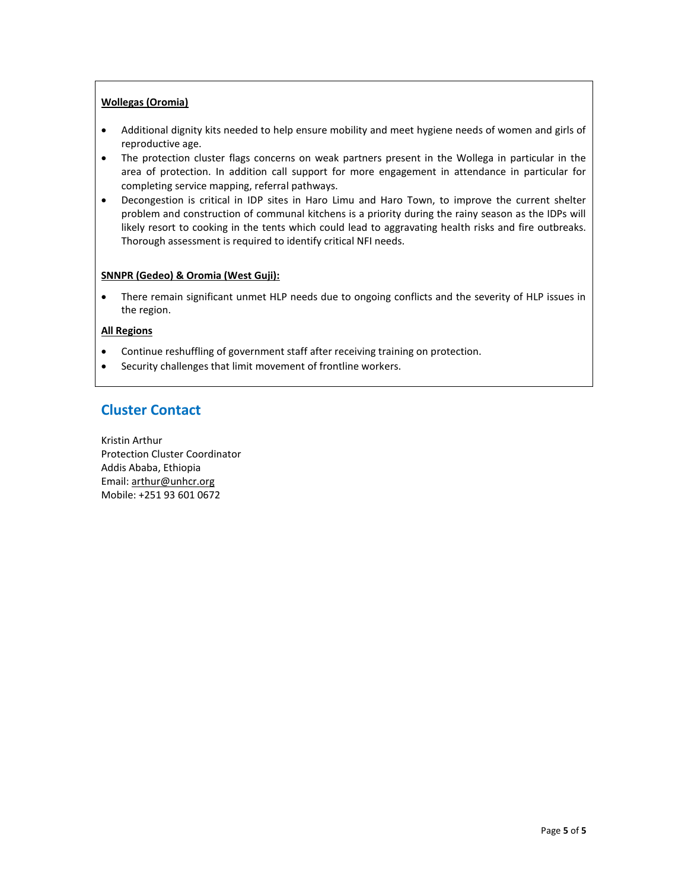**Wollegas (Oromia)**

- Additional dignity kits needed to help ensure mobility and meet hygiene needs of women and girls of reproductive age.
- The protection cluster flags concerns on weak partners present in the Wollega in particular in the area of protection. In addition call support for more engagement in attendance in particular for completing service mapping, referral pathways.
- Decongestion is critical in IDP sites in Haro Limu and Haro Town, to improve the current shelter problem and construction of communal kitchens is a priority during the rainy season as the IDPs will likely resort to cooking in the tents which could lead to aggravating health risks and fire outbreaks. Thorough assessment is required to identify critical NFI needs.

**SNNPR (Gedeo) & Oromia (West Guji):**

- There remain significant unmet HLP needs due to ongoing conflicts and the severity of HLP issues in the region.

**All Regions**

- Continue reshuffling of government staff after receiving training on protection.
- Security challenges that limit movement of frontline workers.

## Cluster Contact

Kristin Arthur
Protection Cluster Coordinator
Addis Ababa, Ethiopia
Email: arthur@unhcr.org
Mobile: +251 93 601 0672